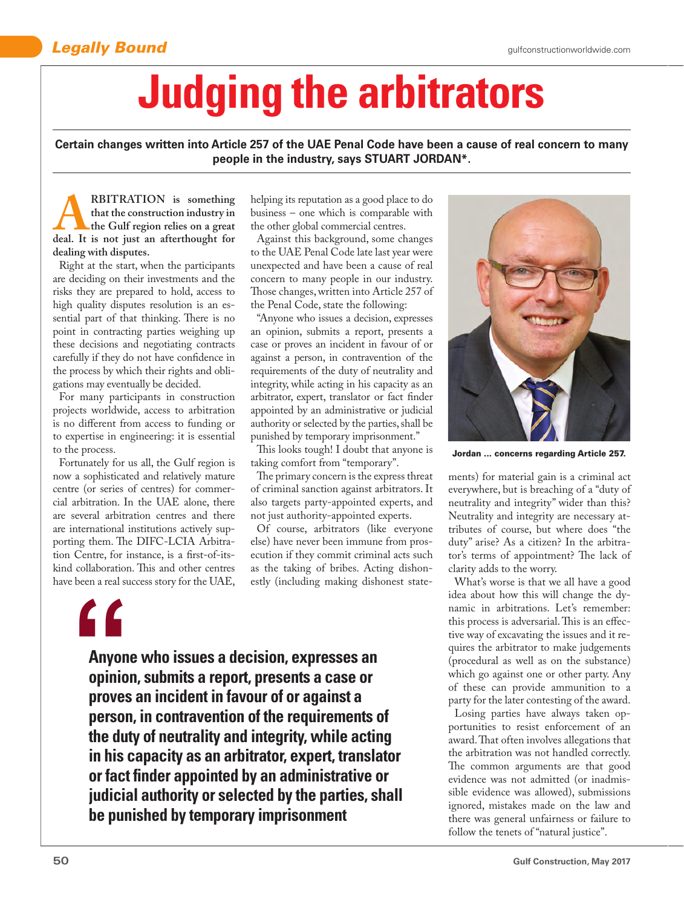# Judging the arbitrators

**Certain changes written into Article 257 of the UAE Penal Code have been a cause of real concern to many people in the industry, says STUART JORDAN*.**

**ARBITRATION is something that the construction industry in the Gulf region relies on a great deal. It is not just an afterthought for dealing with disputes.**

Right at the start, when the participants are deciding on their investments and the risks they are prepared to hold, access to high quality disputes resolution is an essential part of that thinking. There is no point in contracting parties weighing up these decisions and negotiating contracts carefully if they do not have confidence in the process by which their rights and obligations may eventually be decided.

For many participants in construction projects worldwide, access to arbitration is no different from access to funding or to expertise in engineering: it is essential to the process.

Fortunately for us all, the Gulf region is now a sophisticated and relatively mature centre (or series of centres) for commercial arbitration. In the UAE alone, there are several arbitration centres and there are international institutions actively supporting them. The DIFC-LCIA Arbitration Centre, for instance, is a first-of-its-kind collaboration. This and other centres have been a real success story for the UAE, helping its reputation as a good place to do business – one which is comparable with the other global commercial centres.

Against this background, some changes to the UAE Penal Code late last year were unexpected and have been a cause of real concern to many people in our industry. Those changes, written into Article 257 of the Penal Code, state the following:

"Anyone who issues a decision, expresses an opinion, submits a report, presents a case or proves an incident in favour of or against a person, in contravention of the requirements of the duty of neutrality and integrity, while acting in his capacity as an arbitrator, expert, translator or fact finder appointed by an administrative or judicial authority or selected by the parties, shall be punished by temporary imprisonment."

This looks tough! I doubt that anyone is taking comfort from "temporary".

The primary concern is the express threat of criminal sanction against arbitrators. It also targets party-appointed experts, and not just authority-appointed experts.

Of course, arbitrators (like everyone else) have never been immune from prosecution if they commit criminal acts such as the taking of bribes. Acting dishonestly (including making dishonest statements) for material gain is a criminal act everywhere, but is breaching of a "duty of neutrality and integrity" wider than this? Neutrality and integrity are necessary attributes of course, but where does "the duty" arise? As a citizen? In the arbitrator's terms of appointment? The lack of clarity adds to the worry.

> **Anyone who issues a decision, expresses an opinion, submits a report, presents a case or proves an incident in favour of or against a person, in contravention of the requirements of the duty of neutrality and integrity, while acting in his capacity as an arbitrator, expert, translator or fact finder appointed by an administrative or judicial authority or selected by the parties, shall be punished by temporary imprisonment**

Jordan ... concerns regarding Article 257.

What's worse is that we all have a good idea about how this will change the dynamic in arbitrations. Let's remember: this process is adversarial. This is an effective way of excavating the issues and it requires the arbitrator to make judgements (procedural as well as on the substance) which go against one or other party. Any of these can provide ammunition to a party for the later contesting of the award.

Losing parties have always taken opportunities to resist enforcement of an award. That often involves allegations that the arbitration was not handled correctly. The common arguments are that good evidence was not admitted (or inadmissible evidence was allowed), submissions ignored, mistakes made on the law and there was general unfairness or failure to follow the tenets of "natural justice".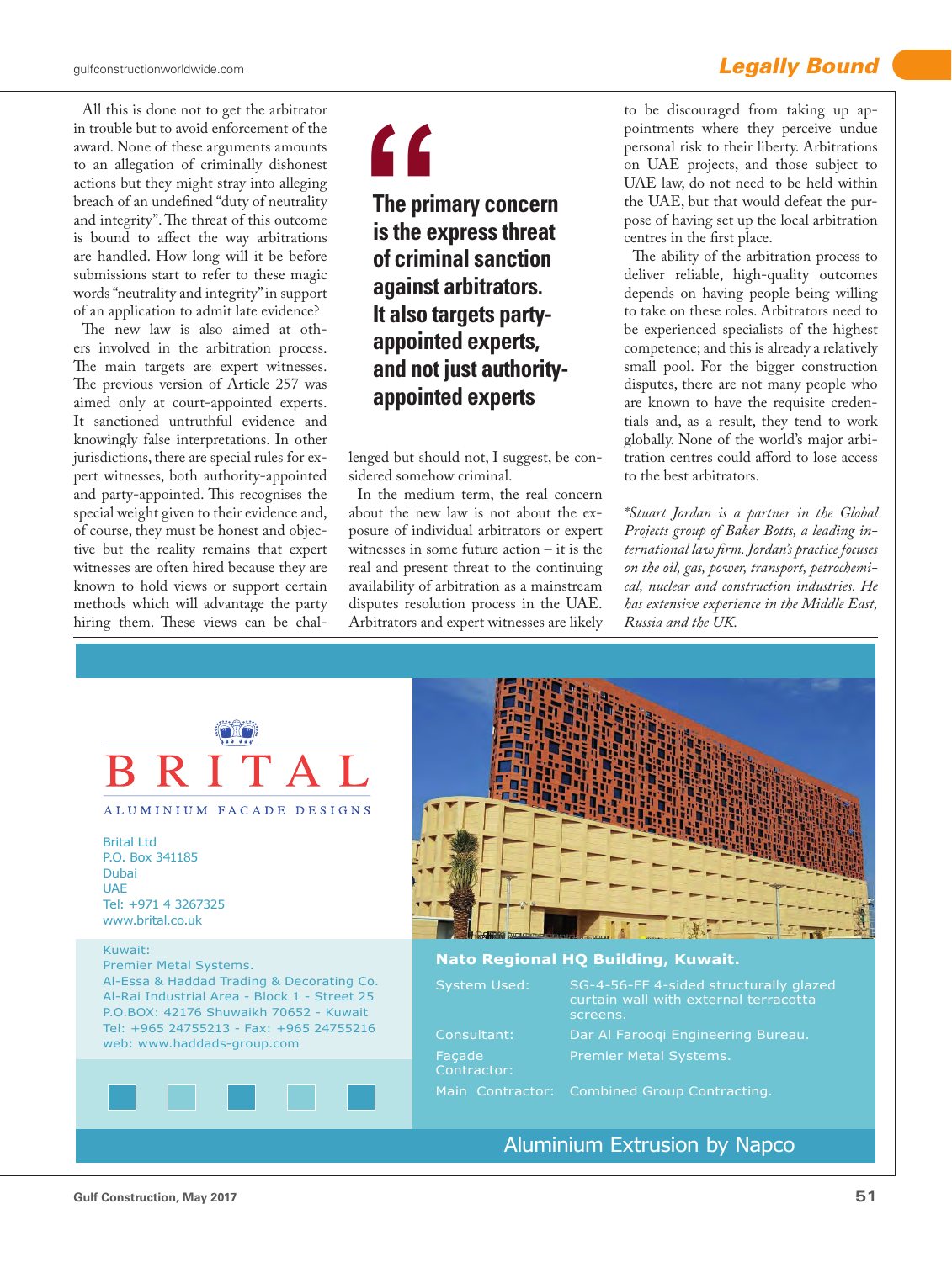All this is done not to get the arbitrator in trouble but to avoid enforcement of the award. None of these arguments amounts to an allegation of criminally dishonest actions but they might stray into alleging breach of an undefined "duty of neutrality and integrity". The threat of this outcome is bound to affect the way arbitrations are handled. How long will it be before submissions start to refer to these magic words "neutrality and integrity" in support of an application to admit late evidence?

The new law is also aimed at others involved in the arbitration process. The main targets are expert witnesses. The previous version of Article 257 was aimed only at court-appointed experts. It sanctioned untruthful evidence and knowingly false interpretations. In other jurisdictions, there are special rules for expert witnesses, both authority-appointed and party-appointed. This recognises the special weight given to their evidence and, of course, they must be honest and objective but the reality remains that expert witnesses are often hired because they are known to hold views or support certain methods which will advantage the party hiring them. These views can be challenged but should not, I suggest, be considered somehow criminal.

> **The primary concern is the express threat of criminal sanction against arbitrators. It also targets party-appointed experts, and not just authority-appointed experts**

In the medium term, the real concern about the new law is not about the exposure of individual arbitrators or expert witnesses in some future action – it is the real and present threat to the continuing availability of arbitration as a mainstream disputes resolution process in the UAE. Arbitrators and expert witnesses are likely to be discouraged from taking up appointments where they perceive undue personal risk to their liberty. Arbitrations on UAE projects, and those subject to UAE law, do not need to be held within the UAE, but that would defeat the purpose of having set up the local arbitration centres in the first place.

The ability of the arbitration process to deliver reliable, high-quality outcomes depends on having people being willing to take on these roles. Arbitrators need to be experienced specialists of the highest competence; and this is already a relatively small pool. For the bigger construction disputes, there are not many people who are known to have the requisite credentials and, as a result, they tend to work globally. None of the world's major arbitration centres could afford to lose access to the best arbitrators.

*\*Stuart Jordan is a partner in the Global Projects group of Baker Botts, a leading international law firm. Jordan's practice focuses on the oil, gas, power, transport, petrochemical, nuclear and construction industries. He has extensive experience in the Middle East, Russia and the UK.*

BRITAL

ALUMINIUM FACADE DESIGNS

Brital Ltd
P.O. Box 341185
Dubai
UAE
Tel: +971 4 3267325
www.brital.co.uk

Kuwait:
Premier Metal Systems.
Al-Essa & Haddad Trading & Decorating Co.
Al-Rai Industrial Area - Block 1 - Street 25
P.O.BOX: 42176 Shuwaikh 70652 - Kuwait
Tel: +965 24755213 - Fax: +965 24755216
web: www.haddads-group.com

**Nato Regional HQ Building, Kuwait.**

| | |
|---|---|
| System Used: | SG-4-56-FF 4-sided structurally glazed curtain wall with external terracotta screens. |
| Consultant: | Dar Al Farooqi Engineering Bureau. |
| Façade Contractor: | Premier Metal Systems. |
| Main Contractor: | Combined Group Contracting. |

Aluminium Extrusion by Napco